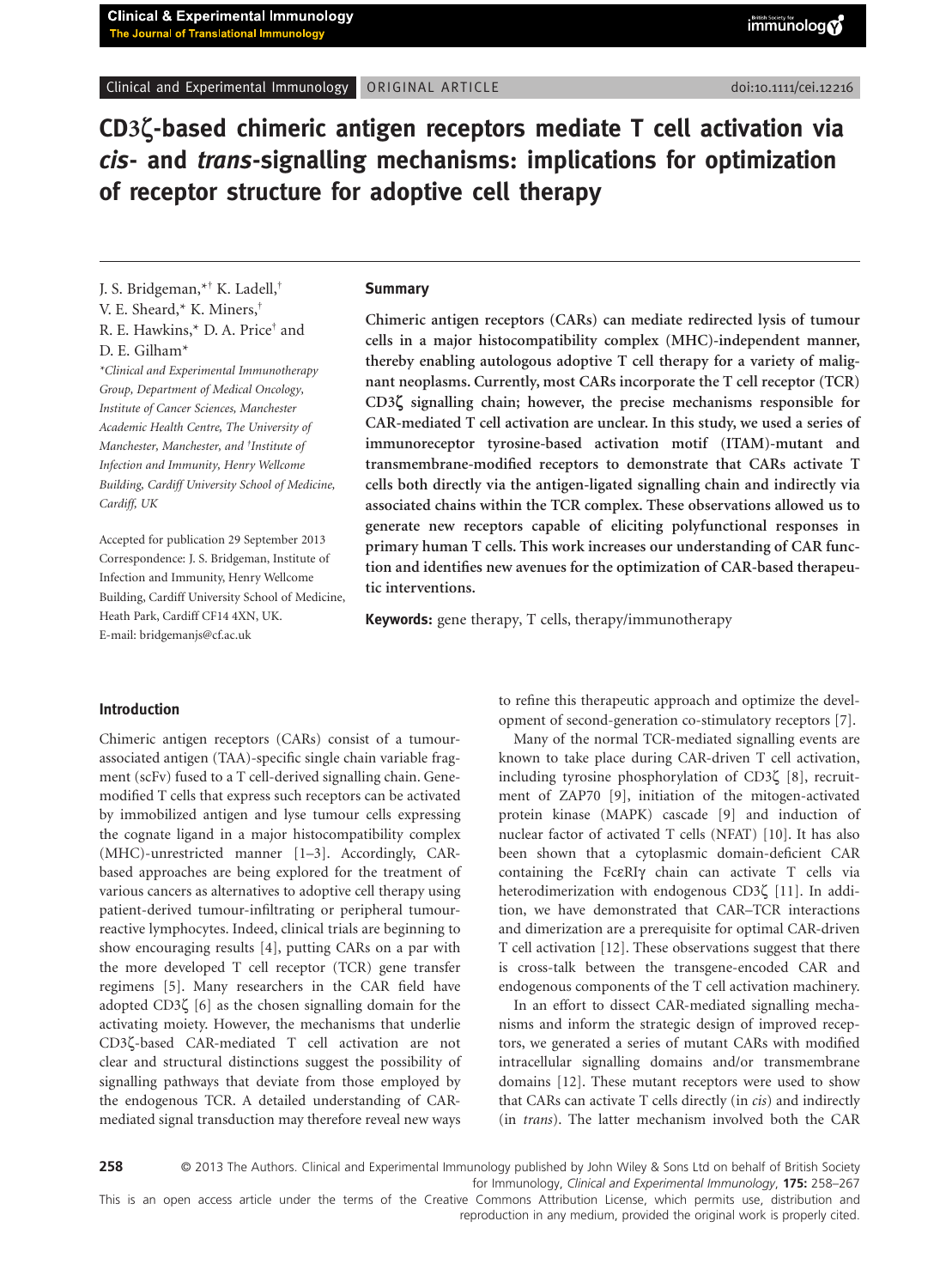Clinical and Experimental Immunology ORIGINAL ARTICLE doi:10.1111/cei.12216

# CD3ζ-based chimeric antigen receptors mediate T cell activation via *cis*- and *trans*-signalling mechanisms: implications for optimization of receptor structure for adoptive cell therapy

J. S. Bridgeman,*† K. Ladell,† V. E. Sheard,* K. Miners,† R. E. Hawkins,* D. A. Price† and D. E. Gilham*

*Clinical and Experimental Immunotherapy Group, Department of Medical Oncology, Institute of Cancer Sciences, Manchester Academic Health Centre, The University of Manchester, Manchester, and †Institute of Infection and Immunity, Henry Wellcome Building, Cardiff University School of Medicine, Cardiff, UK

Accepted for publication 29 September 2013
Correspondence: J. S. Bridgeman, Institute of Infection and Immunity, Henry Wellcome Building, Cardiff University School of Medicine, Heath Park, Cardiff CF14 4XN, UK.
E-mail: bridgemanjs@cf.ac.uk

## Summary

**Chimeric antigen receptors (CARs) can mediate redirected lysis of tumour cells in a major histocompatibility complex (MHC)-independent manner, thereby enabling autologous adoptive T cell therapy for a variety of malignant neoplasms. Currently, most CARs incorporate the T cell receptor (TCR) CD3ζ signalling chain; however, the precise mechanisms responsible for CAR-mediated T cell activation are unclear. In this study, we used a series of immunoreceptor tyrosine-based activation motif (ITAM)-mutant and transmembrane-modified receptors to demonstrate that CARs activate T cells both directly via the antigen-ligated signalling chain and indirectly via associated chains within the TCR complex. These observations allowed us to generate new receptors capable of eliciting polyfunctional responses in primary human T cells. This work increases our understanding of CAR function and identifies new avenues for the optimization of CAR-based therapeutic interventions.**

**Keywords:** gene therapy, T cells, therapy/immunotherapy

## Introduction

Chimeric antigen receptors (CARs) consist of a tumour-associated antigen (TAA)-specific single chain variable fragment (scFv) fused to a T cell-derived signalling chain. Gene-modified T cells that express such receptors can be activated by immobilized antigen and lyse tumour cells expressing the cognate ligand in a major histocompatibility complex (MHC)-unrestricted manner [1–3]. Accordingly, CAR-based approaches are being explored for the treatment of various cancers as alternatives to adoptive cell therapy using patient-derived tumour-infiltrating or peripheral tumour-reactive lymphocytes. Indeed, clinical trials are beginning to show encouraging results [4], putting CARs on a par with the more developed T cell receptor (TCR) gene transfer regimens [5]. Many researchers in the CAR field have adopted CD3ζ [6] as the chosen signalling domain for the activating moiety. However, the mechanisms that underlie CD3ζ-based CAR-mediated T cell activation are not clear and structural distinctions suggest the possibility of signalling pathways that deviate from those employed by the endogenous TCR. A detailed understanding of CAR-mediated signal transduction may therefore reveal new ways to refine this therapeutic approach and optimize the development of second-generation co-stimulatory receptors [7].

Many of the normal TCR-mediated signalling events are known to take place during CAR-driven T cell activation, including tyrosine phosphorylation of CD3ζ [8], recruitment of ZAP70 [9], initiation of the mitogen-activated protein kinase (MAPK) cascade [9] and induction of nuclear factor of activated T cells (NFAT) [10]. It has also been shown that a cytoplasmic domain-deficient CAR containing the FcεRIγ chain can activate T cells via heterodimerization with endogenous CD3ζ [11]. In addition, we have demonstrated that CAR–TCR interactions and dimerization are a prerequisite for optimal CAR-driven T cell activation [12]. These observations suggest that there is cross-talk between the transgene-encoded CAR and endogenous components of the T cell activation machinery.

In an effort to dissect CAR-mediated signalling mechanisms and inform the strategic design of improved receptors, we generated a series of mutant CARs with modified intracellular signalling domains and/or transmembrane domains [12]. These mutant receptors were used to show that CARs can activate T cells directly (in *cis*) and indirectly (in *trans*). The latter mechanism involved both the CAR

© 2013 The Authors. Clinical and Experimental Immunology published by John Wiley & Sons Ltd on behalf of British Society for Immunology, *Clinical and Experimental Immunology*, **175:** 258–267
This is an open access article under the terms of the Creative Commons Attribution License, which permits use, distribution and reproduction in any medium, provided the original work is properly cited.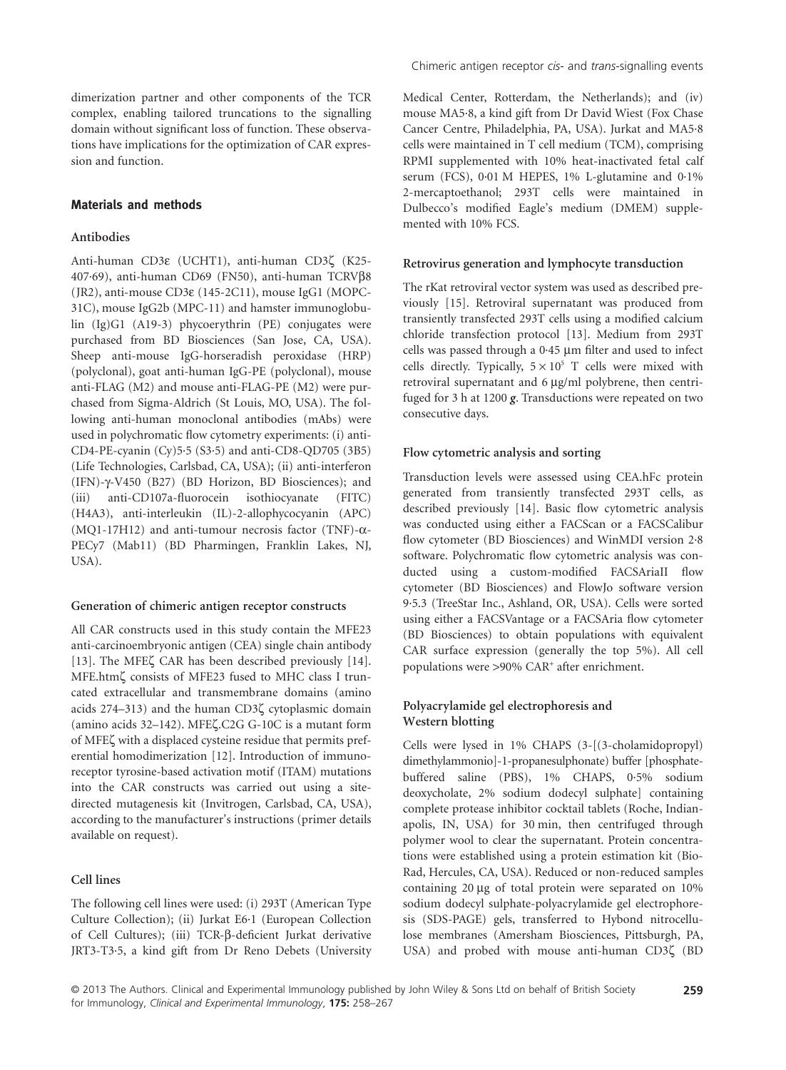dimerization partner and other components of the TCR complex, enabling tailored truncations to the signalling domain without significant loss of function. These observations have implications for the optimization of CAR expression and function.

## Materials and methods

### Antibodies

Anti-human CD3ε (UCHT1), anti-human CD3ζ (K25-407·69), anti-human CD69 (FN50), anti-human TCRVβ8 (JR2), anti-mouse CD3ε (145-2C11), mouse IgG1 (MOPC-31C), mouse IgG2b (MPC-11) and hamster immunoglobulin (Ig)G1 (A19-3) phycoerythrin (PE) conjugates were purchased from BD Biosciences (San Jose, CA, USA). Sheep anti-mouse IgG-horseradish peroxidase (HRP) (polyclonal), goat anti-human IgG-PE (polyclonal), mouse anti-FLAG (M2) and mouse anti-FLAG-PE (M2) were purchased from Sigma-Aldrich (St Louis, MO, USA). The following anti-human monoclonal antibodies (mAbs) were used in polychromatic flow cytometry experiments: (i) anti-CD4-PE-cyanin (Cy)5·5 (S3·5) and anti-CD8-QD705 (3B5) (Life Technologies, Carlsbad, CA, USA); (ii) anti-interferon (IFN)-γ-V450 (B27) (BD Horizon, BD Biosciences); and (iii) anti-CD107a-fluorocein isothiocyanate (FITC) (H4A3), anti-interleukin (IL)-2-allophycocyanin (APC) (MQ1-17H12) and anti-tumour necrosis factor (TNF)-α-PECy7 (Mab11) (BD Pharmingen, Franklin Lakes, NJ, USA).

### Generation of chimeric antigen receptor constructs

All CAR constructs used in this study contain the MFE23 anti-carcinoembryonic antigen (CEA) single chain antibody [13]. The MFEζ CAR has been described previously [14]. MFE.htmζ consists of MFE23 fused to MHC class I truncated extracellular and transmembrane domains (amino acids 274–313) and the human CD3ζ cytoplasmic domain (amino acids 32–142). MFEζ.C2G G-10C is a mutant form of MFEζ with a displaced cysteine residue that permits preferential homodimerization [12]. Introduction of immunoreceptor tyrosine-based activation motif (ITAM) mutations into the CAR constructs was carried out using a site-directed mutagenesis kit (Invitrogen, Carlsbad, CA, USA), according to the manufacturer's instructions (primer details available on request).

### Cell lines

The following cell lines were used: (i) 293T (American Type Culture Collection); (ii) Jurkat E6·1 (European Collection of Cell Cultures); (iii) TCR-β-deficient Jurkat derivative JRT3-T3·5, a kind gift from Dr Reno Debets (University Medical Center, Rotterdam, the Netherlands); and (iv) mouse MA5·8, a kind gift from Dr David Wiest (Fox Chase Cancer Centre, Philadelphia, PA, USA). Jurkat and MA5·8 cells were maintained in T cell medium (TCM), comprising RPMI supplemented with 10% heat-inactivated fetal calf serum (FCS), 0·01 M HEPES, 1% L-glutamine and 0·1% 2-mercaptoethanol; 293T cells were maintained in Dulbecco's modified Eagle's medium (DMEM) supplemented with 10% FCS.

### Retrovirus generation and lymphocyte transduction

The rKat retroviral vector system was used as described previously [15]. Retroviral supernatant was produced from transiently transfected 293T cells using a modified calcium chloride transfection protocol [13]. Medium from 293T cells was passed through a 0·45 μm filter and used to infect cells directly. Typically, $5 \times 10^5$ T cells were mixed with retroviral supernatant and 6 μg/ml polybrene, then centrifuged for 3 h at 1200 ***g***. Transductions were repeated on two consecutive days.

### Flow cytometric analysis and sorting

Transduction levels were assessed using CEA.hFc protein generated from transiently transfected 293T cells, as described previously [14]. Basic flow cytometric analysis was conducted using either a FACScan or a FACSCalibur flow cytometer (BD Biosciences) and WinMDI version 2·8 software. Polychromatic flow cytometric analysis was conducted using a custom-modified FACSAriaII flow cytometer (BD Biosciences) and FlowJo software version 9·5.3 (TreeStar Inc., Ashland, OR, USA). Cells were sorted using either a FACSVantage or a FACSAria flow cytometer (BD Biosciences) to obtain populations with equivalent CAR surface expression (generally the top 5%). All cell populations were >90% CAR$^+$ after enrichment.

### Polyacrylamide gel electrophoresis and Western blotting

Cells were lysed in 1% CHAPS (3-[(3-cholamidopropyl) dimethylammonio]-1-propanesulphonate) buffer [phosphate-buffered saline (PBS), 1% CHAPS, 0·5% sodium deoxycholate, 2% sodium dodecyl sulphate] containing complete protease inhibitor cocktail tablets (Roche, Indianapolis, IN, USA) for 30 min, then centrifuged through polymer wool to clear the supernatant. Protein concentrations were established using a protein estimation kit (Bio-Rad, Hercules, CA, USA). Reduced or non-reduced samples containing 20 μg of total protein were separated on 10% sodium dodecyl sulphate-polyacrylamide gel electrophoresis (SDS-PAGE) gels, transferred to Hybond nitrocellulose membranes (Amersham Biosciences, Pittsburgh, PA, USA) and probed with mouse anti-human CD3ζ (BD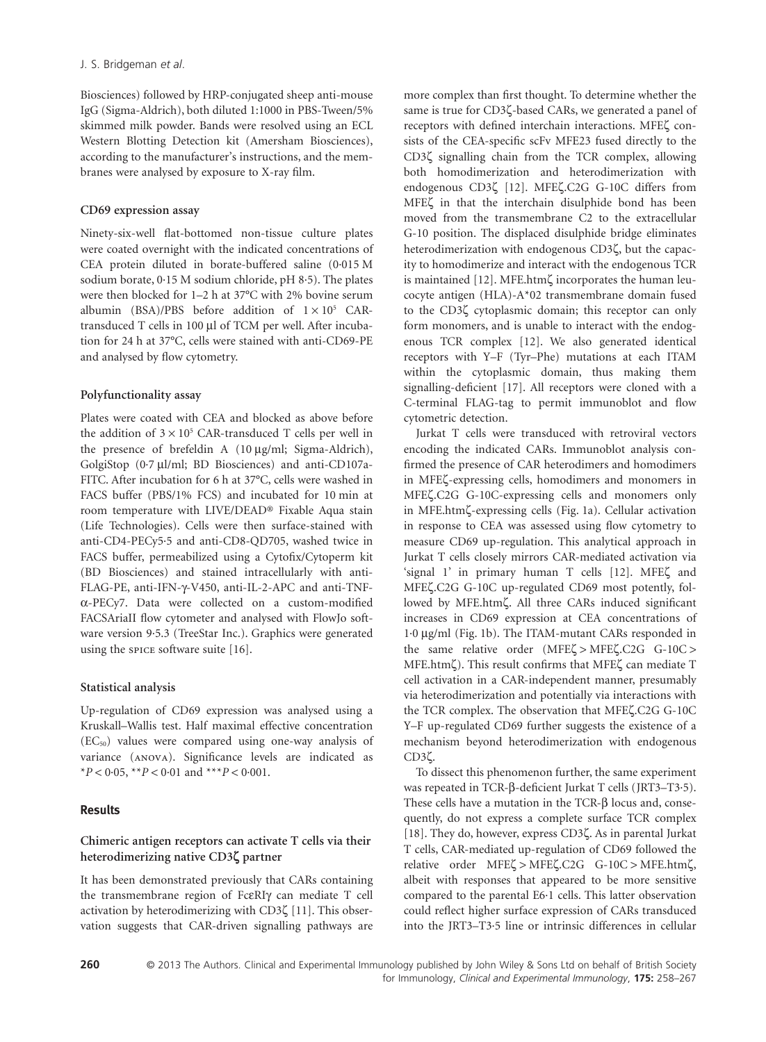Biosciences) followed by HRP-conjugated sheep anti-mouse IgG (Sigma-Aldrich), both diluted 1:1000 in PBS-Tween/5% skimmed milk powder. Bands were resolved using an ECL Western Blotting Detection kit (Amersham Biosciences), according to the manufacturer's instructions, and the membranes were analysed by exposure to X-ray film.

### CD69 expression assay

Ninety-six-well flat-bottomed non-tissue culture plates were coated overnight with the indicated concentrations of CEA protein diluted in borate-buffered saline (0·015 M sodium borate, 0·15 M sodium chloride, pH 8·5). The plates were then blocked for 1–2 h at 37°C with 2% bovine serum albumin (BSA)/PBS before addition of $1 \times 10^5$ CAR-transduced T cells in 100 µl of TCM per well. After incubation for 24 h at 37°C, cells were stained with anti-CD69-PE and analysed by flow cytometry.

### Polyfunctionality assay

Plates were coated with CEA and blocked as above before the addition of $3 \times 10^5$ CAR-transduced T cells per well in the presence of brefeldin A (10 µg/ml; Sigma-Aldrich), GolgiStop (0·7 µl/ml; BD Biosciences) and anti-CD107a-FITC. After incubation for 6 h at 37°C, cells were washed in FACS buffer (PBS/1% FCS) and incubated for 10 min at room temperature with LIVE/DEAD® Fixable Aqua stain (Life Technologies). Cells were then surface-stained with anti-CD4-PECy5·5 and anti-CD8-QD705, washed twice in FACS buffer, permeabilized using a Cytofix/Cytoperm kit (BD Biosciences) and stained intracellularly with anti-FLAG-PE, anti-IFN-γ-V450, anti-IL-2-APC and anti-TNF-α-PECy7. Data were collected on a custom-modified FACSAriaII flow cytometer and analysed with FlowJo software version 9·5.3 (TreeStar Inc.). Graphics were generated using the SPICE software suite [16].

### Statistical analysis

Up-regulation of CD69 expression was analysed using a Kruskall–Wallis test. Half maximal effective concentration ($EC_{50}$) values were compared using one-way analysis of variance (ANOVA). Significance levels are indicated as $^*P < 0·05$, $^{**}P < 0·01$ and $^{***}P < 0·001$.

## Results

### Chimeric antigen receptors can activate T cells via their heterodimerizing native CD3ζ partner

It has been demonstrated previously that CARs containing the transmembrane region of FcεRIγ can mediate T cell activation by heterodimerizing with CD3ζ [11]. This observation suggests that CAR-driven signalling pathways are more complex than first thought. To determine whether the same is true for CD3ζ-based CARs, we generated a panel of receptors with defined interchain interactions. MFEζ consists of the CEA-specific scFv MFE23 fused directly to the CD3ζ signalling chain from the TCR complex, allowing both homodimerization and heterodimerization with endogenous CD3ζ [12]. MFEζ.C2G G-10C differs from MFEζ in that the interchain disulphide bond has been moved from the transmembrane C2 to the extracellular G-10 position. The displaced disulphide bridge eliminates heterodimerization with endogenous CD3ζ, but the capacity to homodimerize and interact with the endogenous TCR is maintained [12]. MFE.htmζ incorporates the human leucocyte antigen (HLA)-A*02 transmembrane domain fused to the CD3ζ cytoplasmic domain; this receptor can only form monomers, and is unable to interact with the endogenous TCR complex [12]. We also generated identical receptors with Y–F (Tyr–Phe) mutations at each ITAM within the cytoplasmic domain, thus making them signalling-deficient [17]. All receptors were cloned with a C-terminal FLAG-tag to permit immunoblot and flow cytometric detection.

Jurkat T cells were transduced with retroviral vectors encoding the indicated CARs. Immunoblot analysis confirmed the presence of CAR heterodimers and homodimers in MFEζ-expressing cells, homodimers and monomers in MFEζ.C2G G-10C-expressing cells and monomers only in MFE.htmζ-expressing cells (Fig. 1a). Cellular activation in response to CEA was assessed using flow cytometry to measure CD69 up-regulation. This analytical approach in Jurkat T cells closely mirrors CAR-mediated activation via 'signal 1' in primary human T cells [12]. MFEζ and MFEζ.C2G G-10C up-regulated CD69 most potently, followed by MFE.htmζ. All three CARs induced significant increases in CD69 expression at CEA concentrations of 1·0 µg/ml (Fig. 1b). The ITAM-mutant CARs responded in the same relative order (MFEζ > MFEζ.C2G G-10C > MFE.htmζ). This result confirms that MFEζ can mediate T cell activation in a CAR-independent manner, presumably via heterodimerization and potentially via interactions with the TCR complex. The observation that MFEζ.C2G G-10C Y–F up-regulated CD69 further suggests the existence of a mechanism beyond heterodimerization with endogenous CD3ζ.

To dissect this phenomenon further, the same experiment was repeated in TCR-β-deficient Jurkat T cells (JRT3–T3·5). These cells have a mutation in the TCR-β locus and, consequently, do not express a complete surface TCR complex [18]. They do, however, express CD3ζ. As in parental Jurkat T cells, CAR-mediated up-regulation of CD69 followed the relative order MFEζ > MFEζ.C2G G-10C > MFE.htmζ, albeit with responses that appeared to be more sensitive compared to the parental E6·1 cells. This latter observation could reflect higher surface expression of CARs transduced into the JRT3–T3·5 line or intrinsic differences in cellular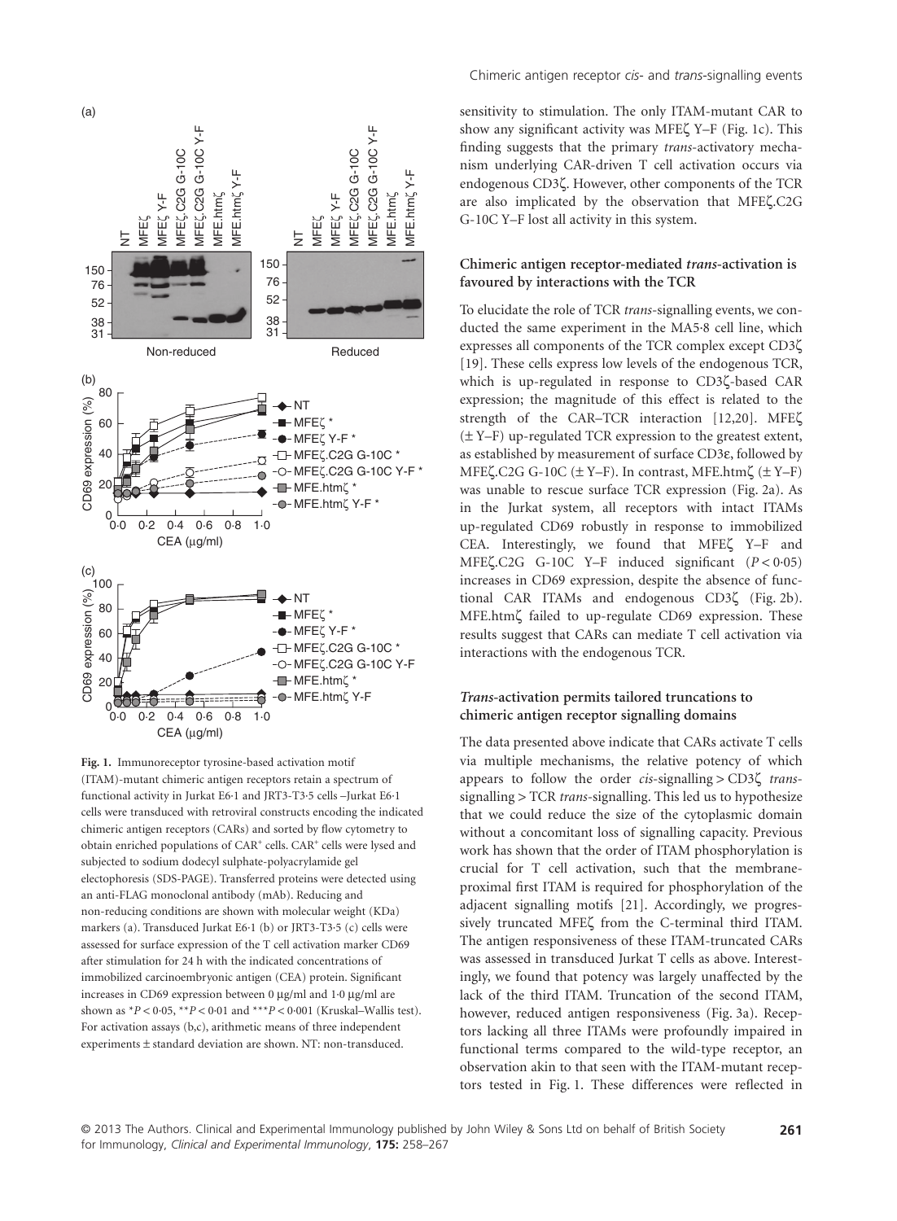**Fig. 1.** Immunoreceptor tyrosine-based activation motif (ITAM)-mutant chimeric antigen receptors retain a spectrum of functional activity in Jurkat E6·1 and JRT3-T3·5 cells –Jurkat E6·1 cells were transduced with retroviral constructs encoding the indicated chimeric antigen receptors (CARs) and sorted by flow cytometry to obtain enriched populations of CAR$^+$ cells. CAR$^+$ cells were lysed and subjected to sodium dodecyl sulphate-polyacrylamide gel electophoresis (SDS-PAGE). Transferred proteins were detected using an anti-FLAG monoclonal antibody (mAb). Reducing and non-reducing conditions are shown with molecular weight (KDa) markers (a). Transduced Jurkat E6·1 (b) or JRT3-T3·5 (c) cells were assessed for surface expression of the T cell activation marker CD69 after stimulation for 24 h with the indicated concentrations of immobilized carcinoembryonic antigen (CEA) protein. Significant increases in CD69 expression between 0 μg/ml and 1·0 μg/ml are shown as \*$P < 0·05$, \*\*$P < 0·01$ and \*\*\*$P < 0·001$ (Kruskal–Wallis test). For activation assays (b,c), arithmetic means of three independent experiments ± standard deviation are shown. NT: non-transduced.

sensitivity to stimulation. The only ITAM-mutant CAR to show any significant activity was MFEζ Y–F (Fig. 1c). This finding suggests that the primary *trans*-activatory mechanism underlying CAR-driven T cell activation occurs via endogenous CD3ζ. However, other components of the TCR are also implicated by the observation that MFEζ.C2G G-10C Y–F lost all activity in this system.

### Chimeric antigen receptor-mediated *trans*-activation is favoured by interactions with the TCR

To elucidate the role of TCR *trans*-signalling events, we conducted the same experiment in the MA5·8 cell line, which expresses all components of the TCR complex except CD3ζ [19]. These cells express low levels of the endogenous TCR, which is up-regulated in response to CD3ζ-based CAR expression; the magnitude of this effect is related to the strength of the CAR–TCR interaction [12,20]. MFEζ (± Y–F) up-regulated TCR expression to the greatest extent, as established by measurement of surface CD3ε, followed by MFEζ.C2G G-10C (± Y–F). In contrast, MFE.htmζ (± Y–F) was unable to rescue surface TCR expression (Fig. 2a). As in the Jurkat system, all receptors with intact ITAMs up-regulated CD69 robustly in response to immobilized CEA. Interestingly, we found that MFEζ Y–F and MFEζ.C2G G-10C Y–F induced significant ($P < 0·05$) increases in CD69 expression, despite the absence of functional CAR ITAMs and endogenous CD3ζ (Fig. 2b). MFE.htmζ failed to up-regulate CD69 expression. These results suggest that CARs can mediate T cell activation via interactions with the endogenous TCR.

### *Trans*-activation permits tailored truncations to chimeric antigen receptor signalling domains

The data presented above indicate that CARs activate T cells via multiple mechanisms, the relative potency of which appears to follow the order *cis*-signalling > CD3ζ *trans*-signalling > TCR *trans*-signalling. This led us to hypothesize that we could reduce the size of the cytoplasmic domain without a concomitant loss of signalling capacity. Previous work has shown that the order of ITAM phosphorylation is crucial for T cell activation, such that the membrane-proximal first ITAM is required for phosphorylation of the adjacent signalling motifs [21]. Accordingly, we progressively truncated MFEζ from the C-terminal third ITAM. The antigen responsiveness of these ITAM-truncated CARs was assessed in transduced Jurkat T cells as above. Interestingly, we found that potency was largely unaffected by the lack of the third ITAM. Truncation of the second ITAM, however, reduced antigen responsiveness (Fig. 3a). Receptors lacking all three ITAMs were profoundly impaired in functional terms compared to the wild-type receptor, an observation akin to that seen with the ITAM-mutant receptors tested in Fig. 1. These differences were reflected in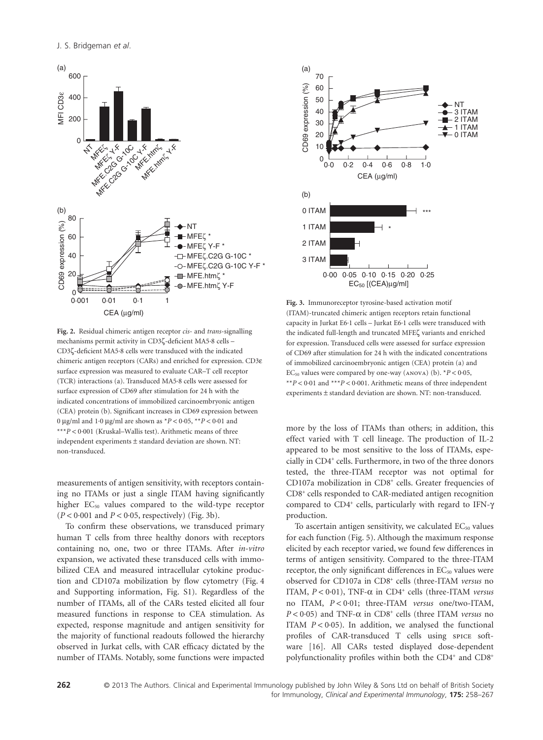**Fig. 2.** Residual chimeric antigen receptor *cis*- and *trans*-signalling mechanisms permit activity in CD3ζ-deficient MA5·8 cells – CD3ζ-deficient MA5·8 cells were transduced with the indicated chimeric antigen receptors (CARs) and enriched for expression. CD3ε surface expression was measured to evaluate CAR–T cell receptor (TCR) interactions (a). Transduced MA5·8 cells were assessed for surface expression of CD69 after stimulation for 24 h with the indicated concentrations of immobilized carcinoembryonic antigen (CEA) protein (b). Significant increases in CD69 expression between 0 μg/ml and 1·0 μg/ml are shown as $*P < 0{\cdot}05$, $**P < 0{\cdot}01$ and $***P < 0{\cdot}001$ (Kruskal–Wallis test). Arithmetic means of three independent experiments ± standard deviation are shown. NT: non-transduced.

measurements of antigen sensitivity, with receptors containing no ITAMs or just a single ITAM having significantly higher $EC_{50}$ values compared to the wild-type receptor ($P < 0{\cdot}001$ and $P < 0{\cdot}05$, respectively) (Fig. 3b).

To confirm these observations, we transduced primary human T cells from three healthy donors with receptors containing no, one, two or three ITAMs. After *in-vitro* expansion, we activated these transduced cells with immobilized CEA and measured intracellular cytokine production and CD107a mobilization by flow cytometry (Fig. 4 and Supporting information, Fig. S1). Regardless of the number of ITAMs, all of the CARs tested elicited all four measured functions in response to CEA stimulation. As expected, response magnitude and antigen sensitivity for the majority of functional readouts followed the hierarchy observed in Jurkat cells, with CAR efficacy dictated by the number of ITAMs. Notably, some functions were impacted

**Fig. 3.** Immunoreceptor tyrosine-based activation motif (ITAM)-truncated chimeric antigen receptors retain functional capacity in Jurkat E6·1 cells – Jurkat E6·1 cells were transduced with the indicated full-length and truncated MFEζ variants and enriched for expression. Transduced cells were assessed for surface expression of CD69 after stimulation for 24 h with the indicated concentrations of immobilized carcinoembryonic antigen (CEA) protein (a) and $EC_{50}$ values were compared by one-way (ANOVA) (b). $*P < 0{\cdot}05$, $**P < 0{\cdot}01$ and $***P < 0{\cdot}001$. Arithmetic means of three independent experiments ± standard deviation are shown. NT: non-transduced.

more by the loss of ITAMs than others; in addition, this effect varied with T cell lineage. The production of IL-2 appeared to be most sensitive to the loss of ITAMs, especially in $CD4^+$ cells. Furthermore, in two of the three donors tested, the three-ITAM receptor was not optimal for CD107a mobilization in $CD8^+$ cells. Greater frequencies of $CD8^+$ cells responded to CAR-mediated antigen recognition compared to $CD4^+$ cells, particularly with regard to IFN-γ production.

To ascertain antigen sensitivity, we calculated $EC_{50}$ values for each function (Fig. 5). Although the maximum response elicited by each receptor varied, we found few differences in terms of antigen sensitivity. Compared to the three-ITAM receptor, the only significant differences in $EC_{50}$ values were observed for CD107a in $CD8^+$ cells (three-ITAM *versus* no ITAM, $P < 0{\cdot}01$), TNF-α in $CD4^+$ cells (three-ITAM *versus* no ITAM, $P < 0{\cdot}01$; three-ITAM *versus* one/two-ITAM, $P < 0{\cdot}05$) and TNF-α in $CD8^+$ cells (three ITAM *versus* no ITAM $P < 0{\cdot}05$). In addition, we analysed the functional profiles of CAR-transduced T cells using SPICE software [16]. All CARs tested displayed dose-dependent polyfunctionality profiles within both the $CD4^+$ and $CD8^+$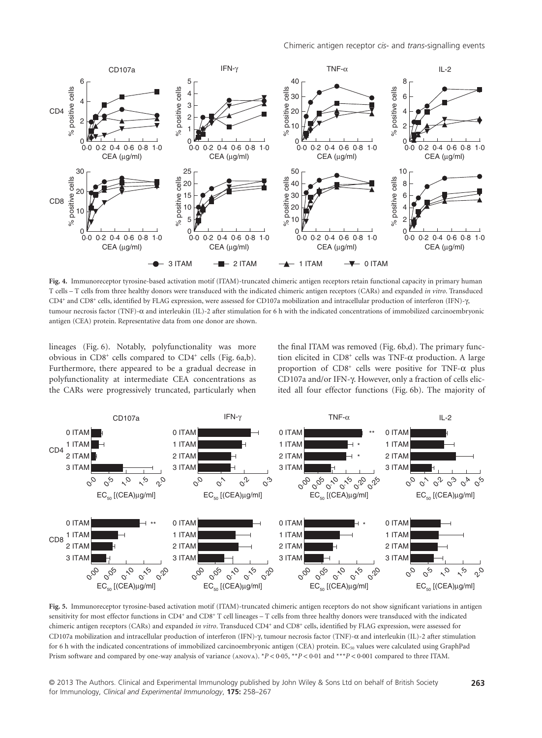**Fig. 4.** Immunoreceptor tyrosine-based activation motif (ITAM)-truncated chimeric antigen receptors retain functional capacity in primary human T cells – T cells from three healthy donors were transduced with the indicated chimeric antigen receptors (CARs) and expanded *in vitro*. Transduced CD4+ and CD8+ cells, identified by FLAG expression, were assessed for CD107a mobilization and intracellular production of interferon (IFN)-γ, tumour necrosis factor (TNF)-α and interleukin (IL)-2 after stimulation for 6 h with the indicated concentrations of immobilized carcinoembryonic antigen (CEA) protein. Representative data from one donor are shown.

lineages (Fig. 6). Notably, polyfunctionality was more obvious in CD8+ cells compared to CD4+ cells (Fig. 6a,b). Furthermore, there appeared to be a gradual decrease in polyfunctionality at intermediate CEA concentrations as the CARs were progressively truncated, particularly when the final ITAM was removed (Fig. 6b,d). The primary function elicited in CD8+ cells was TNF-α production. A large proportion of CD8+ cells were positive for TNF-α plus CD107a and/or IFN-γ. However, only a fraction of cells elicited all four effector functions (Fig. 6b). The majority of

**Fig. 5.** Immunoreceptor tyrosine-based activation motif (ITAM)-truncated chimeric antigen receptors do not show significant variations in antigen sensitivity for most effector functions in CD4+ and CD8+ T cell lineages – T cells from three healthy donors were transduced with the indicated chimeric antigen receptors (CARs) and expanded *in vitro*. Transduced CD4+ and CD8+ cells, identified by FLAG expression, were assessed for CD107a mobilization and intracellular production of interferon (IFN)-γ, tumour necrosis factor (TNF)-α and interleukin (IL)-2 after stimulation for 6 h with the indicated concentrations of immobilized carcinoembryonic antigen (CEA) protein. $EC_{50}$ values were calculated using GraphPad Prism software and compared by one-way analysis of variance (ANOVA). \*$P < 0.05$, \*\*$P < 0.01$ and \*\*\*$P < 0.001$ compared to three ITAM.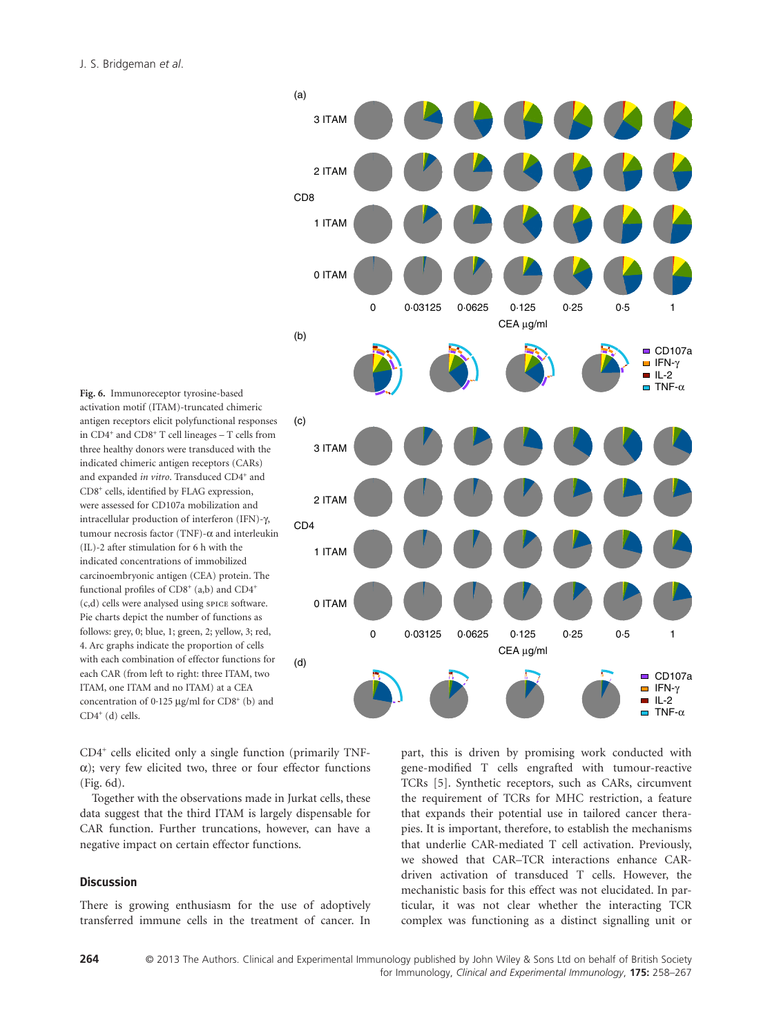**Fig. 6.** Immunoreceptor tyrosine-based activation motif (ITAM)-truncated chimeric antigen receptors elicit polyfunctional responses in CD4[+] and CD8[+] T cell lineages – T cells from three healthy donors were transduced with the indicated chimeric antigen receptors (CARs) and expanded *in vitro*. Transduced CD4[+] and CD8[+] cells, identified by FLAG expression, were assessed for CD107a mobilization and intracellular production of interferon (IFN)-γ, tumour necrosis factor (TNF)-α and interleukin (IL)-2 after stimulation for 6 h with the indicated concentrations of immobilized carcinoembryonic antigen (CEA) protein. The functional profiles of CD8[+] (a,b) and CD4[+] (c,d) cells were analysed using SPICE software. Pie charts depict the number of functions as follows: grey, 0; blue, 1; green, 2; yellow, 3; red, 4. Arc graphs indicate the proportion of cells with each combination of effector functions for each CAR (from left to right: three ITAM, two ITAM, one ITAM and no ITAM) at a CEA concentration of 0·125 μg/ml for CD8[+] (b) and CD4[+] (d) cells.

CD4[+] cells elicited only a single function (primarily TNF-α); very few elicited two, three or four effector functions (Fig. 6d).

Together with the observations made in Jurkat cells, these data suggest that the third ITAM is largely dispensable for CAR function. Further truncations, however, can have a negative impact on certain effector functions.

## Discussion

There is growing enthusiasm for the use of adoptively transferred immune cells in the treatment of cancer. In part, this is driven by promising work conducted with gene-modified T cells engrafted with tumour-reactive TCRs [5]. Synthetic receptors, such as CARs, circumvent the requirement of TCRs for MHC restriction, a feature that expands their potential use in tailored cancer therapies. It is important, therefore, to establish the mechanisms that underlie CAR-mediated T cell activation. Previously, we showed that CAR–TCR interactions enhance CAR-driven activation of transduced T cells. However, the mechanistic basis for this effect was not elucidated. In particular, it was not clear whether the interacting TCR complex was functioning as a distinct signalling unit or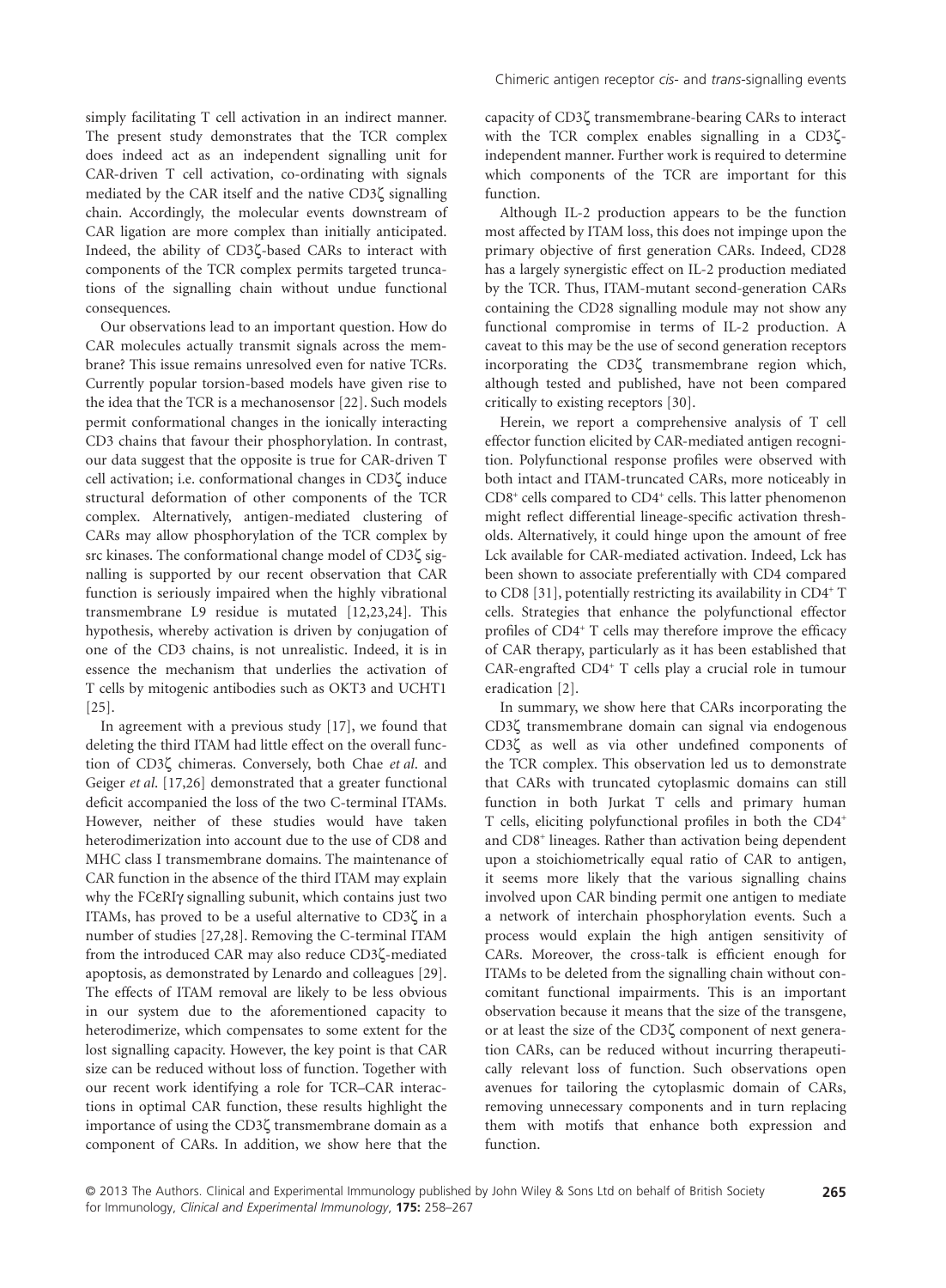simply facilitating T cell activation in an indirect manner. The present study demonstrates that the TCR complex does indeed act as an independent signalling unit for CAR-driven T cell activation, co-ordinating with signals mediated by the CAR itself and the native CD3ζ signalling chain. Accordingly, the molecular events downstream of CAR ligation are more complex than initially anticipated. Indeed, the ability of CD3ζ-based CARs to interact with components of the TCR complex permits targeted truncations of the signalling chain without undue functional consequences.

Our observations lead to an important question. How do CAR molecules actually transmit signals across the membrane? This issue remains unresolved even for native TCRs. Currently popular torsion-based models have given rise to the idea that the TCR is a mechanosensor [22]. Such models permit conformational changes in the ionically interacting CD3 chains that favour their phosphorylation. In contrast, our data suggest that the opposite is true for CAR-driven T cell activation; i.e. conformational changes in CD3ζ induce structural deformation of other components of the TCR complex. Alternatively, antigen-mediated clustering of CARs may allow phosphorylation of the TCR complex by src kinases. The conformational change model of CD3ζ signalling is supported by our recent observation that CAR function is seriously impaired when the highly vibrational transmembrane L9 residue is mutated [12,23,24]. This hypothesis, whereby activation is driven by conjugation of one of the CD3 chains, is not unrealistic. Indeed, it is in essence the mechanism that underlies the activation of T cells by mitogenic antibodies such as OKT3 and UCHT1 [25].

In agreement with a previous study [17], we found that deleting the third ITAM had little effect on the overall function of CD3ζ chimeras. Conversely, both Chae *et al*. and Geiger *et al*. [17,26] demonstrated that a greater functional deficit accompanied the loss of the two C-terminal ITAMs. However, neither of these studies would have taken heterodimerization into account due to the use of CD8 and MHC class I transmembrane domains. The maintenance of CAR function in the absence of the third ITAM may explain why the FCεRIγ signalling subunit, which contains just two ITAMs, has proved to be a useful alternative to CD3ζ in a number of studies [27,28]. Removing the C-terminal ITAM from the introduced CAR may also reduce CD3ζ-mediated apoptosis, as demonstrated by Lenardo and colleagues [29]. The effects of ITAM removal are likely to be less obvious in our system due to the aforementioned capacity to heterodimerize, which compensates to some extent for the lost signalling capacity. However, the key point is that CAR size can be reduced without loss of function. Together with our recent work identifying a role for TCR–CAR interactions in optimal CAR function, these results highlight the importance of using the CD3ζ transmembrane domain as a component of CARs. In addition, we show here that the capacity of CD3ζ transmembrane-bearing CARs to interact with the TCR complex enables signalling in a CD3ζ-independent manner. Further work is required to determine which components of the TCR are important for this function.

Although IL-2 production appears to be the function most affected by ITAM loss, this does not impinge upon the primary objective of first generation CARs. Indeed, CD28 has a largely synergistic effect on IL-2 production mediated by the TCR. Thus, ITAM-mutant second-generation CARs containing the CD28 signalling module may not show any functional compromise in terms of IL-2 production. A caveat to this may be the use of second generation receptors incorporating the CD3ζ transmembrane region which, although tested and published, have not been compared critically to existing receptors [30].

Herein, we report a comprehensive analysis of T cell effector function elicited by CAR-mediated antigen recognition. Polyfunctional response profiles were observed with both intact and ITAM-truncated CARs, more noticeably in CD8$^+$ cells compared to CD4$^+$ cells. This latter phenomenon might reflect differential lineage-specific activation thresholds. Alternatively, it could hinge upon the amount of free Lck available for CAR-mediated activation. Indeed, Lck has been shown to associate preferentially with CD4 compared to CD8 [31], potentially restricting its availability in CD4$^+$ T cells. Strategies that enhance the polyfunctional effector profiles of CD4$^+$ T cells may therefore improve the efficacy of CAR therapy, particularly as it has been established that CAR-engrafted CD4$^+$ T cells play a crucial role in tumour eradication [2].

In summary, we show here that CARs incorporating the CD3ζ transmembrane domain can signal via endogenous CD3ζ as well as via other undefined components of the TCR complex. This observation led us to demonstrate that CARs with truncated cytoplasmic domains can still function in both Jurkat T cells and primary human T cells, eliciting polyfunctional profiles in both the CD4$^+$ and CD8$^+$ lineages. Rather than activation being dependent upon a stoichiometrically equal ratio of CAR to antigen, it seems more likely that the various signalling chains involved upon CAR binding permit one antigen to mediate a network of interchain phosphorylation events. Such a process would explain the high antigen sensitivity of CARs. Moreover, the cross-talk is efficient enough for ITAMs to be deleted from the signalling chain without concomitant functional impairments. This is an important observation because it means that the size of the transgene, or at least the size of the CD3ζ component of next generation CARs, can be reduced without incurring therapeutically relevant loss of function. Such observations open avenues for tailoring the cytoplasmic domain of CARs, removing unnecessary components and in turn replacing them with motifs that enhance both expression and function.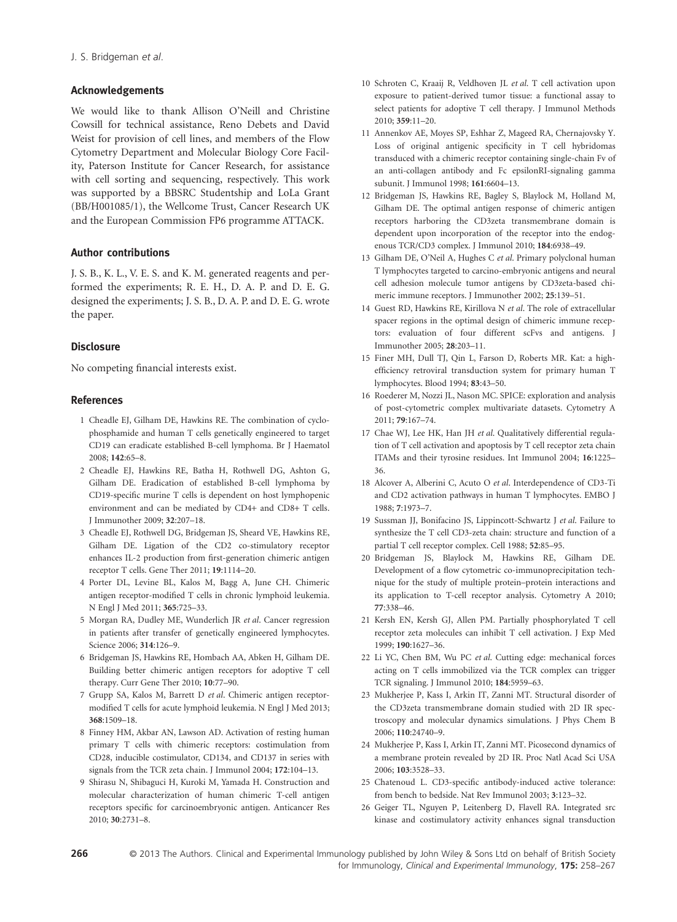## Acknowledgements

We would like to thank Allison O'Neill and Christine Cowsill for technical assistance, Reno Debets and David Weist for provision of cell lines, and members of the Flow Cytometry Department and Molecular Biology Core Facility, Paterson Institute for Cancer Research, for assistance with cell sorting and sequencing, respectively. This work was supported by a BBSRC Studentship and LoLa Grant (BB/H001085/1), the Wellcome Trust, Cancer Research UK and the European Commission FP6 programme ATTACK.

## Author contributions

J. S. B., K. L., V. E. S. and K. M. generated reagents and performed the experiments; R. E. H., D. A. P. and D. E. G. designed the experiments; J. S. B., D. A. P. and D. E. G. wrote the paper.

## Disclosure

No competing financial interests exist.

## References

1 Cheadle EJ, Gilham DE, Hawkins RE. The combination of cyclophosphamide and human T cells genetically engineered to target CD19 can eradicate established B-cell lymphoma. Br J Haematol 2008; **142**:65–8.

2 Cheadle EJ, Hawkins RE, Batha H, Rothwell DG, Ashton G, Gilham DE. Eradication of established B-cell lymphoma by CD19-specific murine T cells is dependent on host lymphopenic environment and can be mediated by CD4+ and CD8+ T cells. J Immunother 2009; **32**:207–18.

3 Cheadle EJ, Rothwell DG, Bridgeman JS, Sheard VE, Hawkins RE, Gilham DE. Ligation of the CD2 co-stimulatory receptor enhances IL-2 production from first-generation chimeric antigen receptor T cells. Gene Ther 2011; **19**:1114–20.

4 Porter DL, Levine BL, Kalos M, Bagg A, June CH. Chimeric antigen receptor-modified T cells in chronic lymphoid leukemia. N Engl J Med 2011; **365**:725–33.

5 Morgan RA, Dudley ME, Wunderlich JR *et al*. Cancer regression in patients after transfer of genetically engineered lymphocytes. Science 2006; **314**:126–9.

6 Bridgeman JS, Hawkins RE, Hombach AA, Abken H, Gilham DE. Building better chimeric antigen receptors for adoptive T cell therapy. Curr Gene Ther 2010; **10**:77–90.

7 Grupp SA, Kalos M, Barrett D *et al*. Chimeric antigen receptor-modified T cells for acute lymphoid leukemia. N Engl J Med 2013; **368**:1509–18.

8 Finney HM, Akbar AN, Lawson AD. Activation of resting human primary T cells with chimeric receptors: costimulation from CD28, inducible costimulator, CD134, and CD137 in series with signals from the TCR zeta chain. J Immunol 2004; **172**:104–13.

9 Shirasu N, Shibaguchi H, Kuroki M, Yamada H. Construction and molecular characterization of human chimeric T-cell antigen receptors specific for carcinoembryonic antigen. Anticancer Res 2010; **30**:2731–8.

10 Schroten C, Kraaij R, Veldhoven JL *et al*. T cell activation upon exposure to patient-derived tumor tissue: a functional assay to select patients for adoptive T cell therapy. J Immunol Methods 2010; **359**:11–20.

11 Annenkov AE, Moyes SP, Eshhar Z, Mageed RA, Chernajovsky Y. Loss of original antigenic specificity in T cell hybridomas transduced with a chimeric receptor containing single-chain Fv of an anti-collagen antibody and Fc epsilonRI-signaling gamma subunit. J Immunol 1998; **161**:6604–13.

12 Bridgeman JS, Hawkins RE, Bagley S, Blaylock M, Holland M, Gilham DE. The optimal antigen response of chimeric antigen receptors harboring the CD3zeta transmembrane domain is dependent upon incorporation of the receptor into the endogenous TCR/CD3 complex. J Immunol 2010; **184**:6938–49.

13 Gilham DE, O'Neil A, Hughes C *et al*. Primary polyclonal human T lymphocytes targeted to carcino-embryonic antigens and neural cell adhesion molecule tumor antigens by CD3zeta-based chimeric immune receptors. J Immunother 2002; **25**:139–51.

14 Guest RD, Hawkins RE, Kirillova N *et al*. The role of extracellular spacer regions in the optimal design of chimeric immune receptors: evaluation of four different scFvs and antigens. J Immunother 2005; **28**:203–11.

15 Finer MH, Dull TJ, Qin L, Farson D, Roberts MR. Kat: a high-efficiency retroviral transduction system for primary human T lymphocytes. Blood 1994; **83**:43–50.

16 Roederer M, Nozzi JL, Nason MC. SPICE: exploration and analysis of post-cytometric complex multivariate datasets. Cytometry A 2011; **79**:167–74.

17 Chae WJ, Lee HK, Han JH *et al*. Qualitatively differential regulation of T cell activation and apoptosis by T cell receptor zeta chain ITAMs and their tyrosine residues. Int Immunol 2004; **16**:1225–36.

18 Alcover A, Alberini C, Acuto O *et al*. Interdependence of CD3-Ti and CD2 activation pathways in human T lymphocytes. EMBO J 1988; **7**:1973–7.

19 Sussman JJ, Bonifacino JS, Lippincott-Schwartz J *et al*. Failure to synthesize the T cell CD3-zeta chain: structure and function of a partial T cell receptor complex. Cell 1988; **52**:85–95.

20 Bridgeman JS, Blaylock M, Hawkins RE, Gilham DE. Development of a flow cytometric co-immunoprecipitation technique for the study of multiple protein–protein interactions and its application to T-cell receptor analysis. Cytometry A 2010; **77**:338–46.

21 Kersh EN, Kersh GJ, Allen PM. Partially phosphorylated T cell receptor zeta molecules can inhibit T cell activation. J Exp Med 1999; **190**:1627–36.

22 Li YC, Chen BM, Wu PC *et al*. Cutting edge: mechanical forces acting on T cells immobilized via the TCR complex can trigger TCR signaling. J Immunol 2010; **184**:5959–63.

23 Mukherjee P, Kass I, Arkin IT, Zanni MT. Structural disorder of the CD3zeta transmembrane domain studied with 2D IR spectroscopy and molecular dynamics simulations. J Phys Chem B 2006; **110**:24740–9.

24 Mukherjee P, Kass I, Arkin IT, Zanni MT. Picosecond dynamics of a membrane protein revealed by 2D IR. Proc Natl Acad Sci USA 2006; **103**:3528–33.

25 Chatenoud L. CD3-specific antibody-induced active tolerance: from bench to bedside. Nat Rev Immunol 2003; **3**:123–32.

26 Geiger TL, Nguyen P, Leitenberg D, Flavell RA. Integrated src kinase and costimulatory activity enhances signal transduction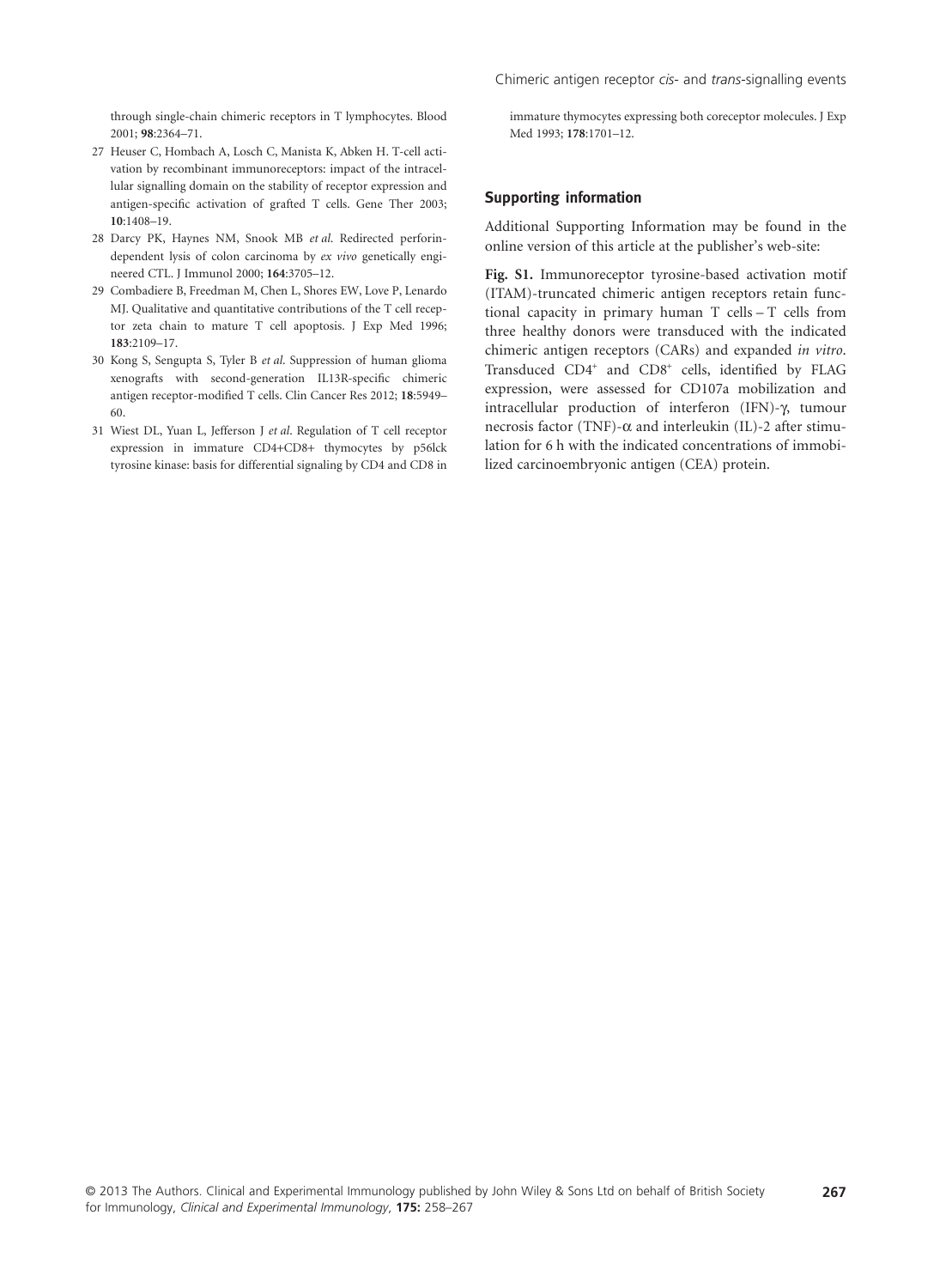through single-chain chimeric receptors in T lymphocytes. Blood 2001; **98**:2364–71.

27 Heuser C, Hombach A, Losch C, Manista K, Abken H. T-cell activation by recombinant immunoreceptors: impact of the intracellular signalling domain on the stability of receptor expression and antigen-specific activation of grafted T cells. Gene Ther 2003; **10**:1408–19.

28 Darcy PK, Haynes NM, Snook MB *et al*. Redirected perforin-dependent lysis of colon carcinoma by *ex vivo* genetically engineered CTL. J Immunol 2000; **164**:3705–12.

29 Combadiere B, Freedman M, Chen L, Shores EW, Love P, Lenardo MJ. Qualitative and quantitative contributions of the T cell receptor zeta chain to mature T cell apoptosis. J Exp Med 1996; **183**:2109–17.

30 Kong S, Sengupta S, Tyler B *et al*. Suppression of human glioma xenografts with second-generation IL13R-specific chimeric antigen receptor-modified T cells. Clin Cancer Res 2012; **18**:5949–60.

31 Wiest DL, Yuan L, Jefferson J *et al*. Regulation of T cell receptor expression in immature CD4+CD8+ thymocytes by p56lck tyrosine kinase: basis for differential signaling by CD4 and CD8 in immature thymocytes expressing both coreceptor molecules. J Exp Med 1993; **178**:1701–12.

## Supporting information

Additional Supporting Information may be found in the online version of this article at the publisher's web-site:

**Fig. S1.** Immunoreceptor tyrosine-based activation motif (ITAM)-truncated chimeric antigen receptors retain functional capacity in primary human T cells – T cells from three healthy donors were transduced with the indicated chimeric antigen receptors (CARs) and expanded *in vitro*. Transduced $CD4^+$ and $CD8^+$ cells, identified by FLAG expression, were assessed for CD107a mobilization and intracellular production of interferon (IFN)-$\gamma$, tumour necrosis factor (TNF)-$\alpha$ and interleukin (IL)-2 after stimulation for 6 h with the indicated concentrations of immobilized carcinoembryonic antigen (CEA) protein.